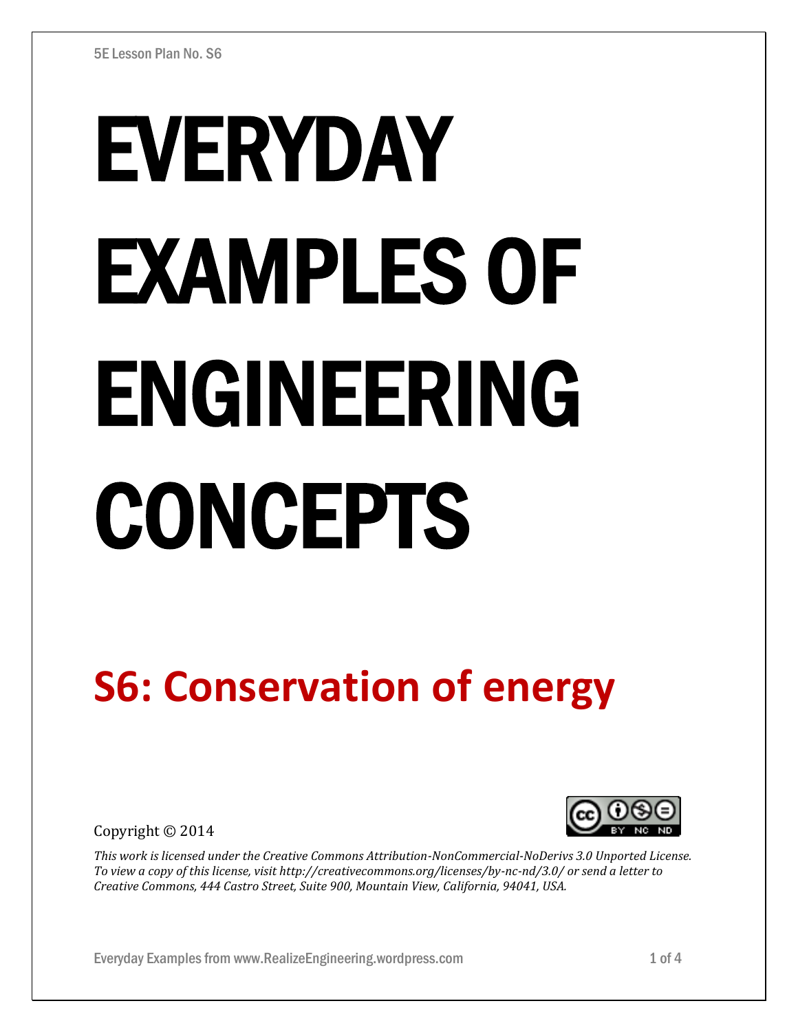5E Lesson Plan No. S6

# EVERYDAY EXAMPLES OF ENGINEERING CONCEPTS

## S6: Conservation of energy

Copyright © 2014

*This work is licensed under the Creative Commons Attribution-NonCommercial-NoDerivs 3.0 Unported License. To view a copy of this license, visit http://creativecommons.org/licenses/by-nc-nd/3.0/ or send a letter to Creative Commons, 444 Castro Street, Suite 900, Mountain View, California, 94041, USA.*

Everyday Examples from www.RealizeEngineering.wordpress.com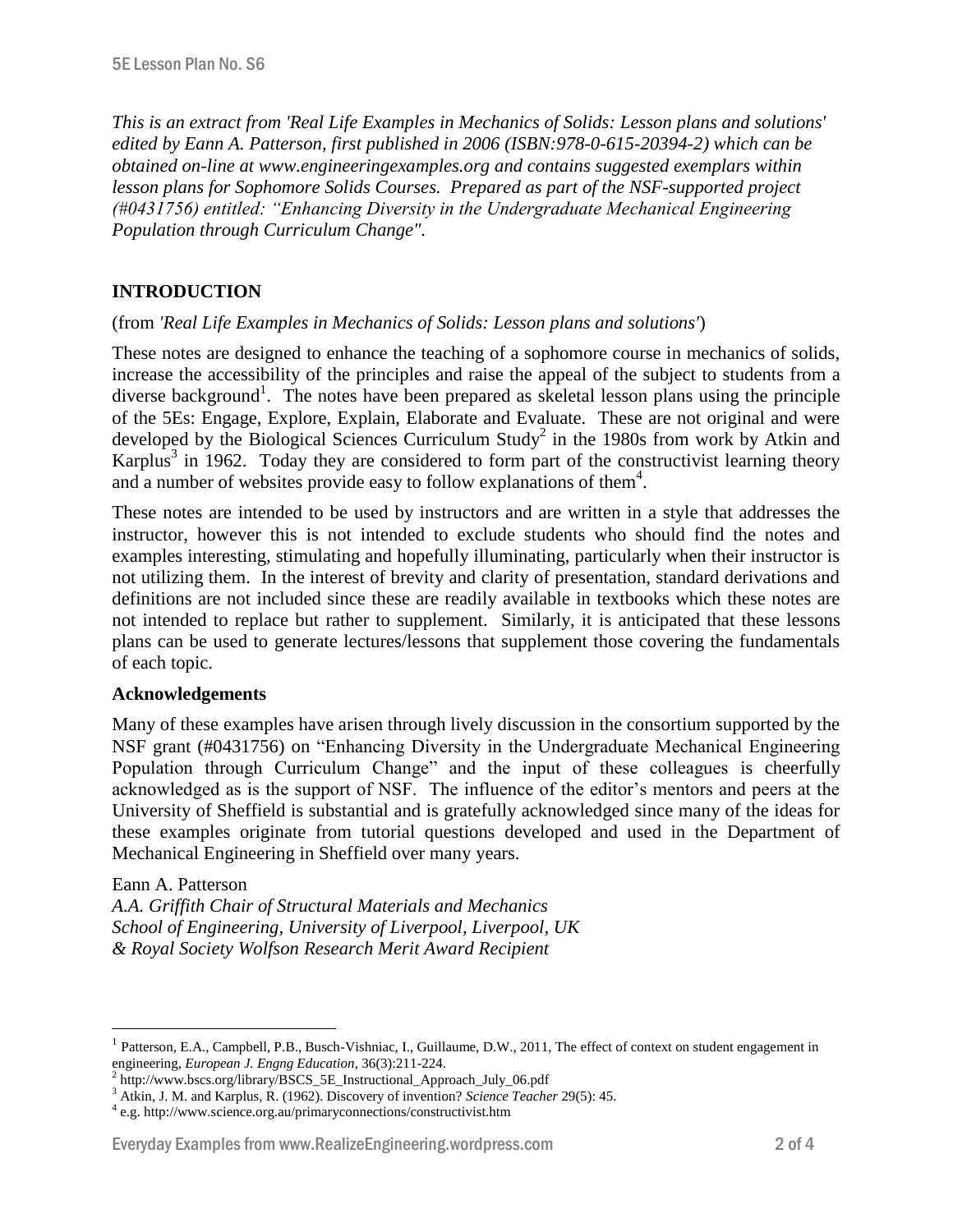*This is an extract from 'Real Life Examples in Mechanics of Solids: Lesson plans and solutions' edited by Eann A. Patterson, first published in 2006 (ISBN:978-0-615-20394-2) which can be obtained on-line at www.engineeringexamples.org and contains suggested exemplars within lesson plans for Sophomore Solids Courses. Prepared as part of the NSF-supported project (#0431756) entitled: "Enhancing Diversity in the Undergraduate Mechanical Engineering Population through Curriculum Change".*

## INTRODUCTION

(from *'Real Life Examples in Mechanics of Solids: Lesson plans and solutions'*)

These notes are designed to enhance the teaching of a sophomore course in mechanics of solids, increase the accessibility of the principles and raise the appeal of the subject to students from a diverse background[1]. The notes have been prepared as skeletal lesson plans using the principle of the 5Es: Engage, Explore, Explain, Elaborate and Evaluate. These are not original and were developed by the Biological Sciences Curriculum Study[2] in the 1980s from work by Atkin and Karplus[3] in 1962. Today they are considered to form part of the constructivist learning theory and a number of websites provide easy to follow explanations of them[4].

These notes are intended to be used by instructors and are written in a style that addresses the instructor, however this is not intended to exclude students who should find the notes and examples interesting, stimulating and hopefully illuminating, particularly when their instructor is not utilizing them. In the interest of brevity and clarity of presentation, standard derivations and definitions are not included since these are readily available in textbooks which these notes are not intended to replace but rather to supplement. Similarly, it is anticipated that these lessons plans can be used to generate lectures/lessons that supplement those covering the fundamentals of each topic.

### Acknowledgements

Many of these examples have arisen through lively discussion in the consortium supported by the NSF grant (#0431756) on "Enhancing Diversity in the Undergraduate Mechanical Engineering Population through Curriculum Change" and the input of these colleagues is cheerfully acknowledged as is the support of NSF. The influence of the editor's mentors and peers at the University of Sheffield is substantial and is gratefully acknowledged since many of the ideas for these examples originate from tutorial questions developed and used in the Department of Mechanical Engineering in Sheffield over many years.

Eann A. Patterson
*A.A. Griffith Chair of Structural Materials and Mechanics*
*School of Engineering, University of Liverpool, Liverpool, UK*
*& Royal Society Wolfson Research Merit Award Recipient*

---

[1] Patterson, E.A., Campbell, P.B., Busch-Vishniac, I., Guillaume, D.W., 2011, The effect of context on student engagement in engineering, *European J. Engng Education*, 36(3):211-224.

[2] http://www.bscs.org/library/BSCS_5E_Instructional_Approach_July_06.pdf

[3] Atkin, J. M. and Karplus, R. (1962). Discovery of invention? *Science Teacher* 29(5): 45.

[4] e.g. http://www.science.org.au/primaryconnections/constructivist.htm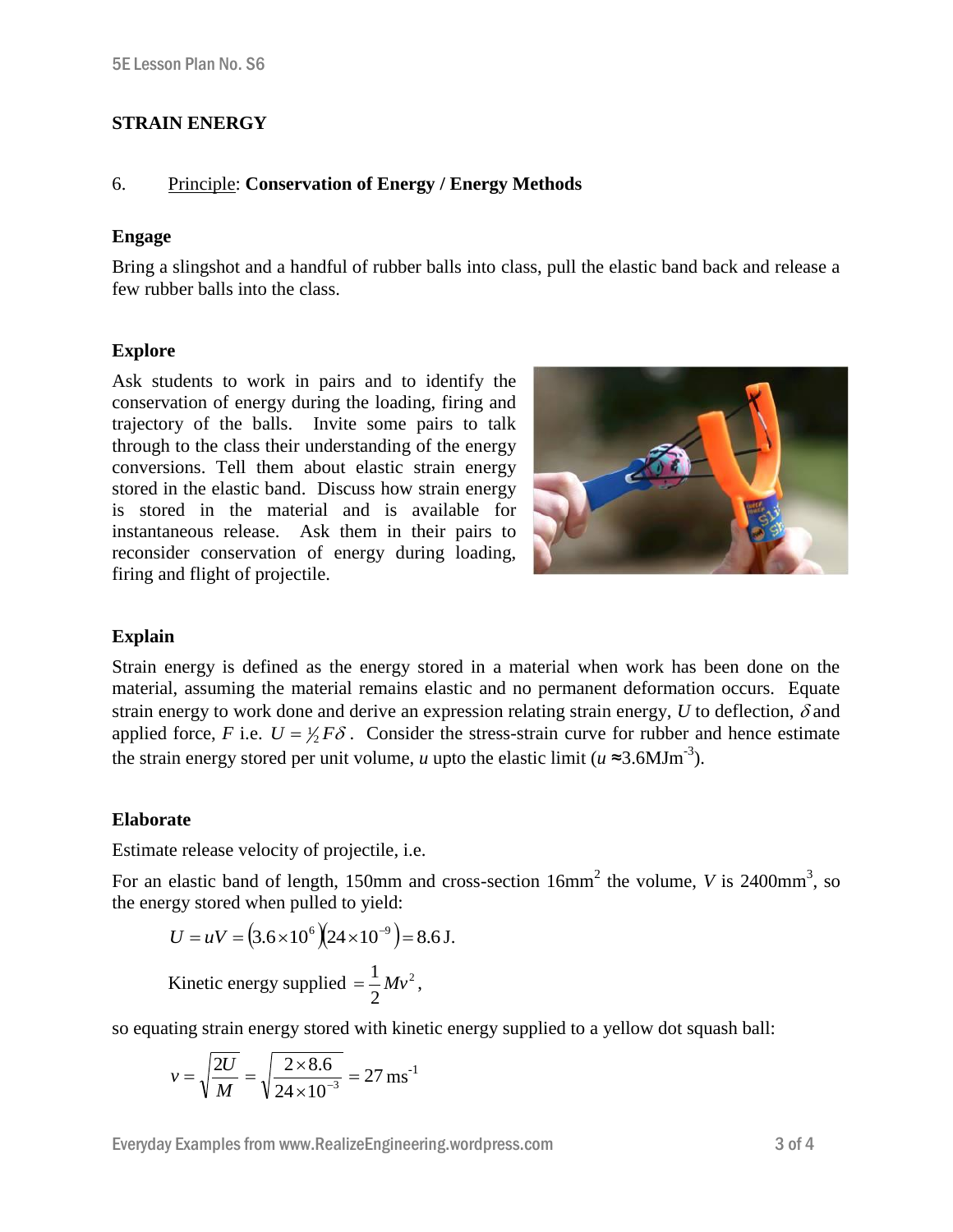## STRAIN ENERGY

6. Principle: **Conservation of Energy / Energy Methods**

### Engage

Bring a slingshot and a handful of rubber balls into class, pull the elastic band back and release a few rubber balls into the class.

### Explore

Ask students to work in pairs and to identify the conservation of energy during the loading, firing and trajectory of the balls. Invite some pairs to talk through to the class their understanding of the energy conversions. Tell them about elastic strain energy stored in the elastic band. Discuss how strain energy is stored in the material and is available for instantaneous release. Ask them in their pairs to reconsider conservation of energy during loading, firing and flight of projectile.

### Explain

Strain energy is defined as the energy stored in a material when work has been done on the material, assuming the material remains elastic and no permanent deformation occurs. Equate strain energy to work done and derive an expression relating strain energy, $U$ to deflection, $\delta$ and applied force, $F$ i.e. $U = \frac{1}{2} F\delta$. Consider the stress-strain curve for rubber and hence estimate the strain energy stored per unit volume, $u$ upto the elastic limit ($u \approx 3.6\text{MJm}^{-3}$).

### Elaborate

Estimate release velocity of projectile, i.e.

For an elastic band of length, 150mm and cross-section 16mm$^2$ the volume, $V$ is 2400mm$^3$, so the energy stored when pulled to yield:

$$U = uV = \left(3.6\times10^{6}\right)\left(24\times10^{-9}\right) = 8.6\,\text{J}.$$

$$\text{Kinetic energy supplied } = \frac{1}{2}Mv^{2},$$

so equating strain energy stored with kinetic energy supplied to a yellow dot squash ball:

$$v = \sqrt{\frac{2U}{M}} = \sqrt{\frac{2\times 8.6}{24\times10^{-3}}} = 27\,\text{ms}^{-1}$$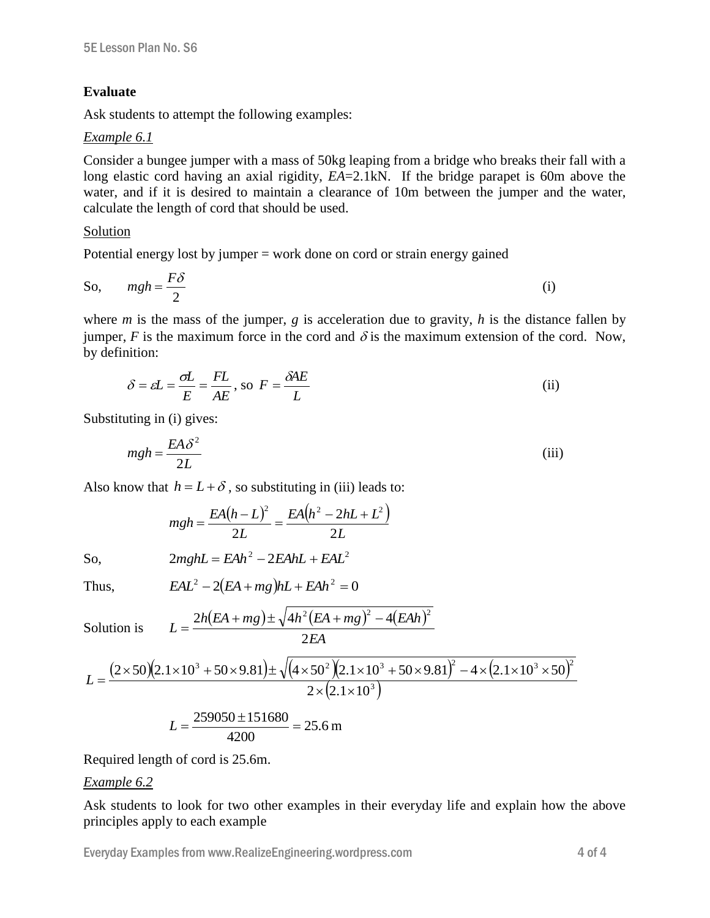**Evaluate**

Ask students to attempt the following examples:

*Example 6.1*

Consider a bungee jumper with a mass of 50kg leaping from a bridge who breaks their fall with a long elastic cord having an axial rigidity, *EA*=2.1kN. If the bridge parapet is 60m above the water, and if it is desired to maintain a clearance of 10m between the jumper and the water, calculate the length of cord that should be used.

Solution

Potential energy lost by jumper = work done on cord or strain energy gained

So, $$mgh = \frac{F\delta}{2} \qquad \text{(i)}$$

where $m$ is the mass of the jumper, $g$ is acceleration due to gravity, $h$ is the distance fallen by jumper, $F$ is the maximum force in the cord and $\delta$ is the maximum extension of the cord. Now, by definition:

$$\delta = \varepsilon L = \frac{\sigma L}{E} = \frac{FL}{AE}\text{, so } F = \frac{\delta AE}{L} \qquad \text{(ii)}$$

Substituting in (i) gives:

$$mgh = \frac{EA\delta^2}{2L} \qquad \text{(iii)}$$

Also know that $h = L + \delta$, so substituting in (iii) leads to:

$$mgh = \frac{EA(h-L)^2}{2L} = \frac{EA(h^2 - 2hL + L^2)}{2L}$$

So, $$2mghL = EAh^2 - 2EAhL + EAL^2$$

Thus, $$EAL^2 - 2(EA + mg)hL + EAh^2 = 0$$

Solution is $$L = \frac{2h(EA + mg) \pm \sqrt{4h^2(EA + mg)^2 - 4(EAh)^2}}{2EA}$$

$$L = \frac{(2\times 50)(2.1\times 10^3 + 50\times 9.81) \pm \sqrt{(4\times 50^2)(2.1\times 10^3 + 50\times 9.81)^2 - 4\times(2.1\times 10^3 \times 50)^2}}{2\times(2.1\times 10^3)}$$

$$L = \frac{259050 \pm 151680}{4200} = 25.6\,\text{m}$$

Required length of cord is 25.6m.

*Example 6.2*

Ask students to look for two other examples in their everyday life and explain how the above principles apply to each example